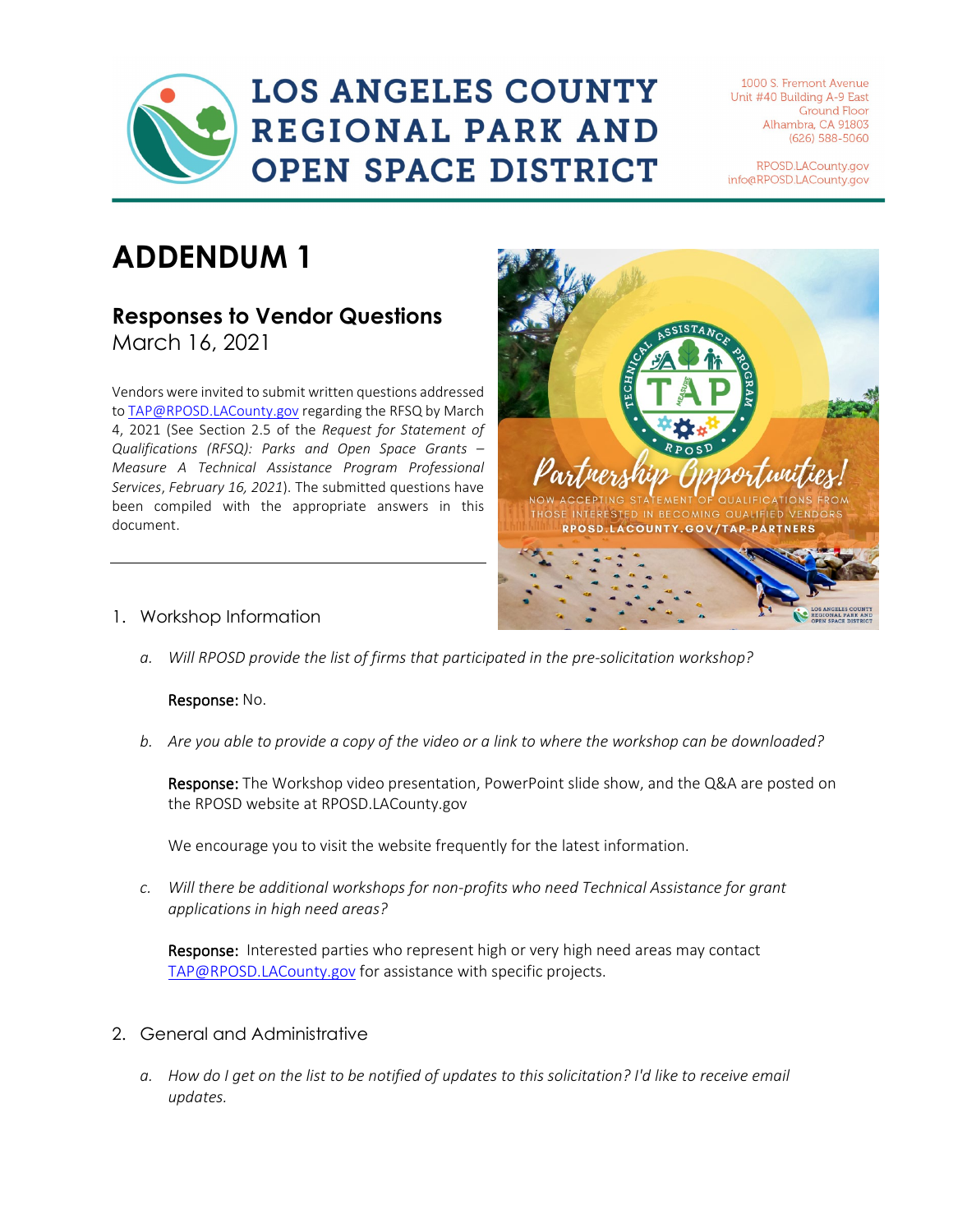# LOS ANGELES COUNTY REGIONAL PARK AND OPEN SPACE DISTRICT

1000 S. Fremont Avenue
Unit #40 Building A-9 East
Ground Floor
Alhambra, CA 91803
(626) 588-5060

RPOSD.LACounty.gov
info@RPOSD.LACounty.gov

# ADDENDUM 1

## Responses to Vendor Questions

March 16, 2021

Vendors were invited to submit written questions addressed to TAP@RPOSD.LACounty.gov regarding the RFSQ by March 4, 2021 (See Section 2.5 of the *Request for Statement of Qualifications (RFSQ): Parks and Open Space Grants – Measure A Technical Assistance Program Professional Services, February 16, 2021*). The submitted questions have been compiled with the appropriate answers in this document.

1. Workshop Information

   a. *Will RPOSD provide the list of firms that participated in the pre-solicitation workshop?*

      **Response:** No.

   b. *Are you able to provide a copy of the video or a link to where the workshop can be downloaded?*

      **Response:** The Workshop video presentation, PowerPoint slide show, and the Q&A are posted on the RPOSD website at RPOSD.LACounty.gov

      We encourage you to visit the website frequently for the latest information.

   c. *Will there be additional workshops for non-profits who need Technical Assistance for grant applications in high need areas?*

      **Response:** Interested parties who represent high or very high need areas may contact TAP@RPOSD.LACounty.gov for assistance with specific projects.

2. General and Administrative

   a. *How do I get on the list to be notified of updates to this solicitation? I'd like to receive email updates.*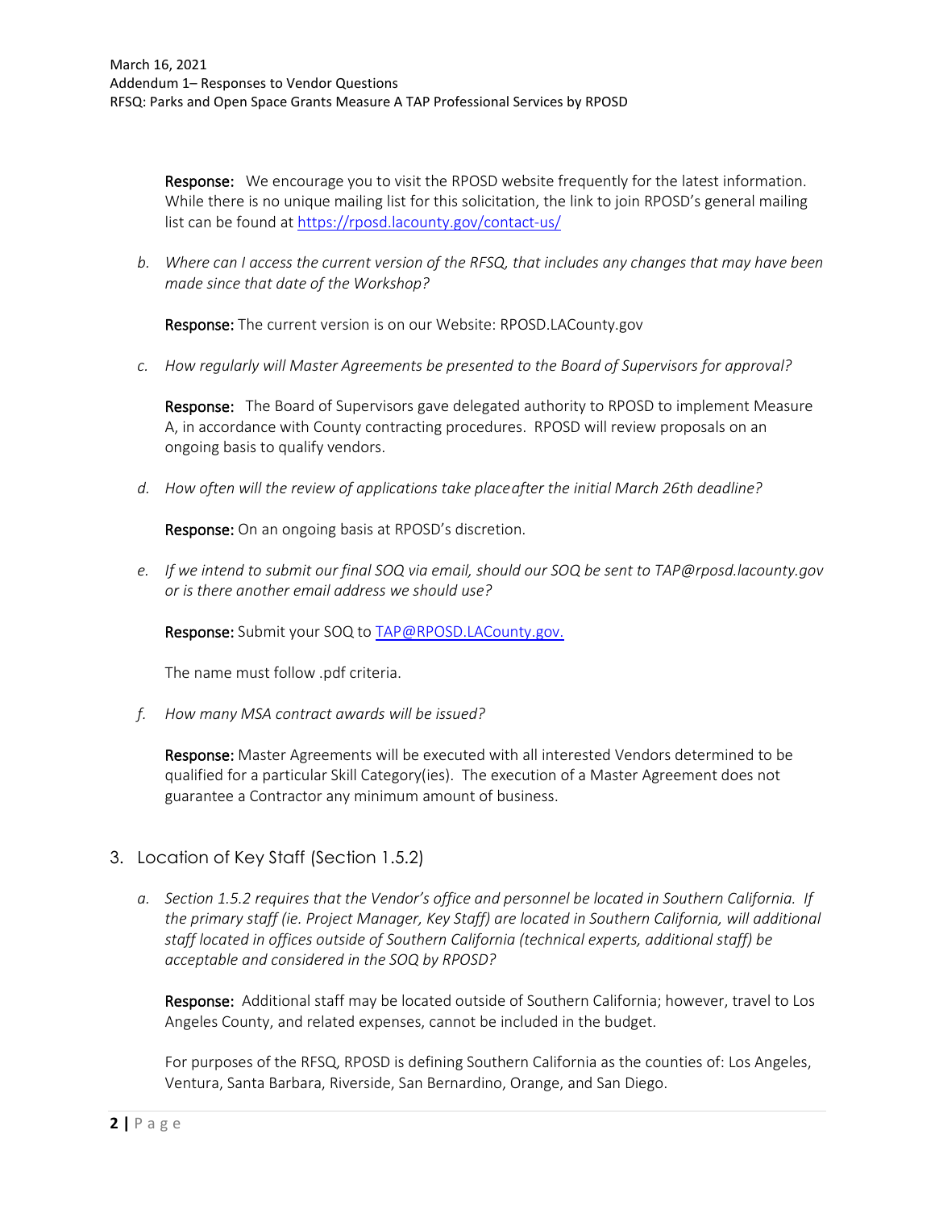**Response:** We encourage you to visit the RPOSD website frequently for the latest information. While there is no unique mailing list for this solicitation, the link to join RPOSD's general mailing list can be found at https://rposd.lacounty.gov/contact-us/

b. *Where can I access the current version of the RFSQ, that includes any changes that may have been made since that date of the Workshop?*

**Response:** The current version is on our Website: RPOSD.LACounty.gov

c. *How regularly will Master Agreements be presented to the Board of Supervisors for approval?*

**Response:** The Board of Supervisors gave delegated authority to RPOSD to implement Measure A, in accordance with County contracting procedures. RPOSD will review proposals on an ongoing basis to qualify vendors.

d. *How often will the review of applications take placeafter the initial March 26th deadline?*

**Response:** On an ongoing basis at RPOSD's discretion.

e. *If we intend to submit our final SOQ via email, should our SOQ be sent to TAP@rposd.lacounty.gov or is there another email address we should use?*

**Response:** Submit your SOQ to TAP@RPOSD.LACounty.gov.

The name must follow .pdf criteria.

f. *How many MSA contract awards will be issued?*

**Response:** Master Agreements will be executed with all interested Vendors determined to be qualified for a particular Skill Category(ies). The execution of a Master Agreement does not guarantee a Contractor any minimum amount of business.

## 3. Location of Key Staff (Section 1.5.2)

a. *Section 1.5.2 requires that the Vendor's office and personnel be located in Southern California. If the primary staff (ie. Project Manager, Key Staff) are located in Southern California, will additional staff located in offices outside of Southern California (technical experts, additional staff) be acceptable and considered in the SOQ by RPOSD?*

**Response:** Additional staff may be located outside of Southern California; however, travel to Los Angeles County, and related expenses, cannot be included in the budget.

For purposes of the RFSQ, RPOSD is defining Southern California as the counties of: Los Angeles, Ventura, Santa Barbara, Riverside, San Bernardino, Orange, and San Diego.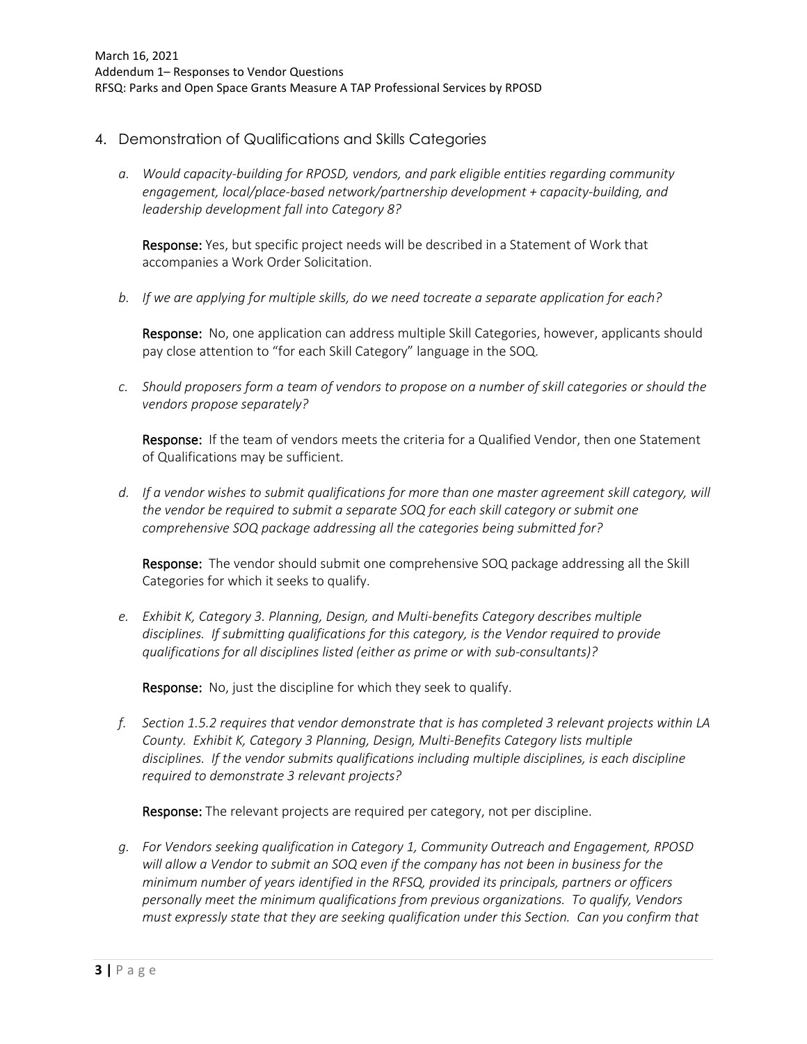## 4. Demonstration of Qualifications and Skills Categories

a. *Would capacity-building for RPOSD, vendors, and park eligible entities regarding community engagement, local/place-based network/partnership development + capacity-building, and leadership development fall into Category 8?*

   **Response:** Yes, but specific project needs will be described in a Statement of Work that accompanies a Work Order Solicitation.

b. *If we are applying for multiple skills, do we need tocreate a separate application for each?*

   **Response:** No, one application can address multiple Skill Categories, however, applicants should pay close attention to "for each Skill Category" language in the SOQ.

c. *Should proposers form a team of vendors to propose on a number of skill categories or should the vendors propose separately?*

   **Response:** If the team of vendors meets the criteria for a Qualified Vendor, then one Statement of Qualifications may be sufficient.

d. *If a vendor wishes to submit qualifications for more than one master agreement skill category, will the vendor be required to submit a separate SOQ for each skill category or submit one comprehensive SOQ package addressing all the categories being submitted for?*

   **Response:** The vendor should submit one comprehensive SOQ package addressing all the Skill Categories for which it seeks to qualify.

e. *Exhibit K, Category 3. Planning, Design, and Multi-benefits Category describes multiple disciplines. If submitting qualifications for this category, is the Vendor required to provide qualifications for all disciplines listed (either as prime or with sub-consultants)?*

   **Response:** No, just the discipline for which they seek to qualify.

f. *Section 1.5.2 requires that vendor demonstrate that is has completed 3 relevant projects within LA County. Exhibit K, Category 3 Planning, Design, Multi-Benefits Category lists multiple disciplines. If the vendor submits qualifications including multiple disciplines, is each discipline required to demonstrate 3 relevant projects?*

   **Response:** The relevant projects are required per category, not per discipline.

g. *For Vendors seeking qualification in Category 1, Community Outreach and Engagement, RPOSD will allow a Vendor to submit an SOQ even if the company has not been in business for the minimum number of years identified in the RFSQ, provided its principals, partners or officers personally meet the minimum qualifications from previous organizations. To qualify, Vendors must expressly state that they are seeking qualification under this Section. Can you confirm that*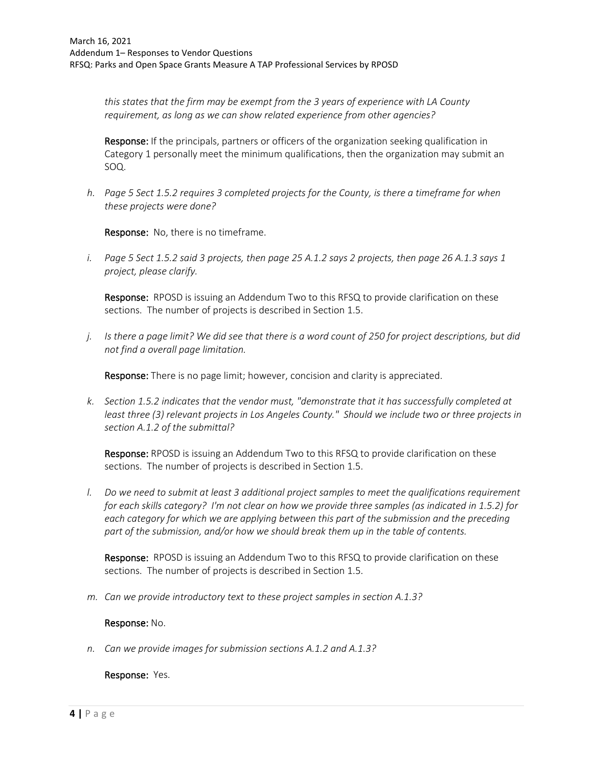*this states that the firm may be exempt from the 3 years of experience with LA County requirement, as long as we can show related experience from other agencies?*

**Response:** If the principals, partners or officers of the organization seeking qualification in Category 1 personally meet the minimum qualifications, then the organization may submit an SOQ.

h. *Page 5 Sect 1.5.2 requires 3 completed projects for the County, is there a timeframe for when these projects were done?*

**Response:** No, there is no timeframe.

i. *Page 5 Sect 1.5.2 said 3 projects, then page 25 A.1.2 says 2 projects, then page 26 A.1.3 says 1 project, please clarify.*

**Response:** RPOSD is issuing an Addendum Two to this RFSQ to provide clarification on these sections. The number of projects is described in Section 1.5.

j. *Is there a page limit? We did see that there is a word count of 250 for project descriptions, but did not find a overall page limitation.*

**Response:** There is no page limit; however, concision and clarity is appreciated.

k. *Section 1.5.2 indicates that the vendor must, "demonstrate that it has successfully completed at least three (3) relevant projects in Los Angeles County." Should we include two or three projects in section A.1.2 of the submittal?*

**Response:** RPOSD is issuing an Addendum Two to this RFSQ to provide clarification on these sections. The number of projects is described in Section 1.5.

l. *Do we need to submit at least 3 additional project samples to meet the qualifications requirement for each skills category? I'm not clear on how we provide three samples (as indicated in 1.5.2) for each category for which we are applying between this part of the submission and the preceding part of the submission, and/or how we should break them up in the table of contents.*

**Response:** RPOSD is issuing an Addendum Two to this RFSQ to provide clarification on these sections. The number of projects is described in Section 1.5.

m. *Can we provide introductory text to these project samples in section A.1.3?*

**Response:** No.

n. *Can we provide images for submission sections A.1.2 and A.1.3?*

**Response:** Yes.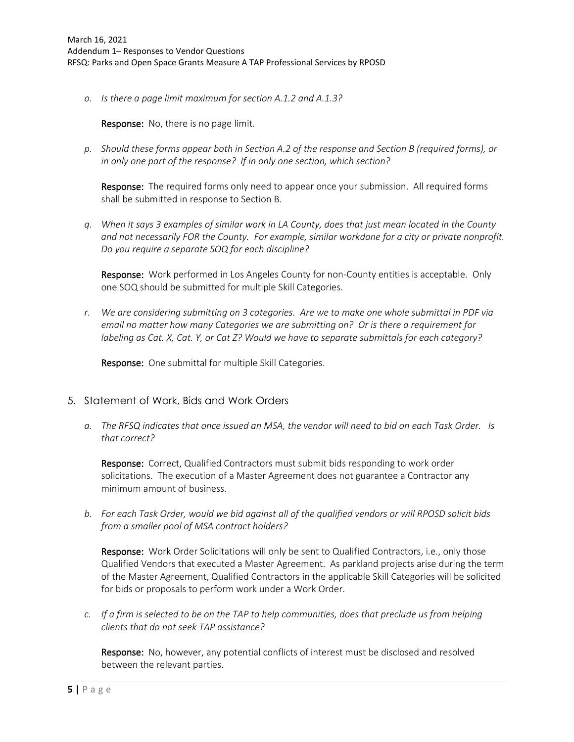*o. Is there a page limit maximum for section A.1.2 and A.1.3?*

**Response:** No, there is no page limit.

*p. Should these forms appear both in Section A.2 of the response and Section B (required forms), or in only one part of the response? If in only one section, which section?*

**Response:** The required forms only need to appear once your submission. All required forms shall be submitted in response to Section B.

*q. When it says 3 examples of similar work in LA County, does that just mean located in the County and not necessarily FOR the County. For example, similar workdone for a city or private nonprofit. Do you require a separate SOQ for each discipline?*

**Response:** Work performed in Los Angeles County for non-County entities is acceptable. Only one SOQ should be submitted for multiple Skill Categories.

*r. We are considering submitting on 3 categories. Are we to make one whole submittal in PDF via email no matter how many Categories we are submitting on? Or is there a requirement for labeling as Cat. X, Cat. Y, or Cat Z? Would we have to separate submittals for each category?*

**Response:** One submittal for multiple Skill Categories.

## 5. Statement of Work, Bids and Work Orders

*a. The RFSQ indicates that once issued an MSA, the vendor will need to bid on each Task Order. Is that correct?*

**Response:** Correct, Qualified Contractors must submit bids responding to work order solicitations. The execution of a Master Agreement does not guarantee a Contractor any minimum amount of business.

*b. For each Task Order, would we bid against all of the qualified vendors or will RPOSD solicit bids from a smaller pool of MSA contract holders?*

**Response:** Work Order Solicitations will only be sent to Qualified Contractors, i.e., only those Qualified Vendors that executed a Master Agreement. As parkland projects arise during the term of the Master Agreement, Qualified Contractors in the applicable Skill Categories will be solicited for bids or proposals to perform work under a Work Order.

*c. If a firm is selected to be on the TAP to help communities, does that preclude us from helping clients that do not seek TAP assistance?*

**Response:** No, however, any potential conflicts of interest must be disclosed and resolved between the relevant parties.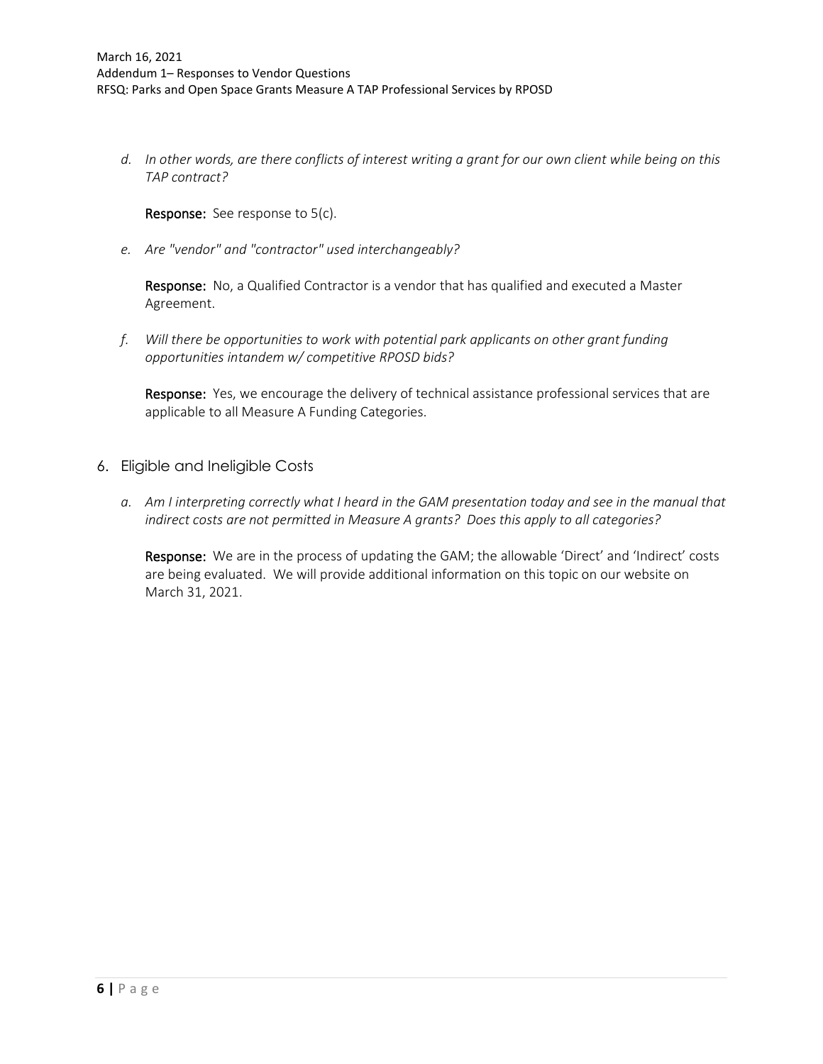*d. In other words, are there conflicts of interest writing a grant for our own client while being on this TAP contract?*

**Response:** See response to 5(c).

*e. Are "vendor" and "contractor" used interchangeably?*

**Response:** No, a Qualified Contractor is a vendor that has qualified and executed a Master Agreement.

*f. Will there be opportunities to work with potential park applicants on other grant funding opportunities intandem w/ competitive RPOSD bids?*

**Response:** Yes, we encourage the delivery of technical assistance professional services that are applicable to all Measure A Funding Categories.

## 6. Eligible and Ineligible Costs

*a. Am I interpreting correctly what I heard in the GAM presentation today and see in the manual that indirect costs are not permitted in Measure A grants? Does this apply to all categories?*

**Response:** We are in the process of updating the GAM; the allowable 'Direct' and 'Indirect' costs are being evaluated. We will provide additional information on this topic on our website on March 31, 2021.